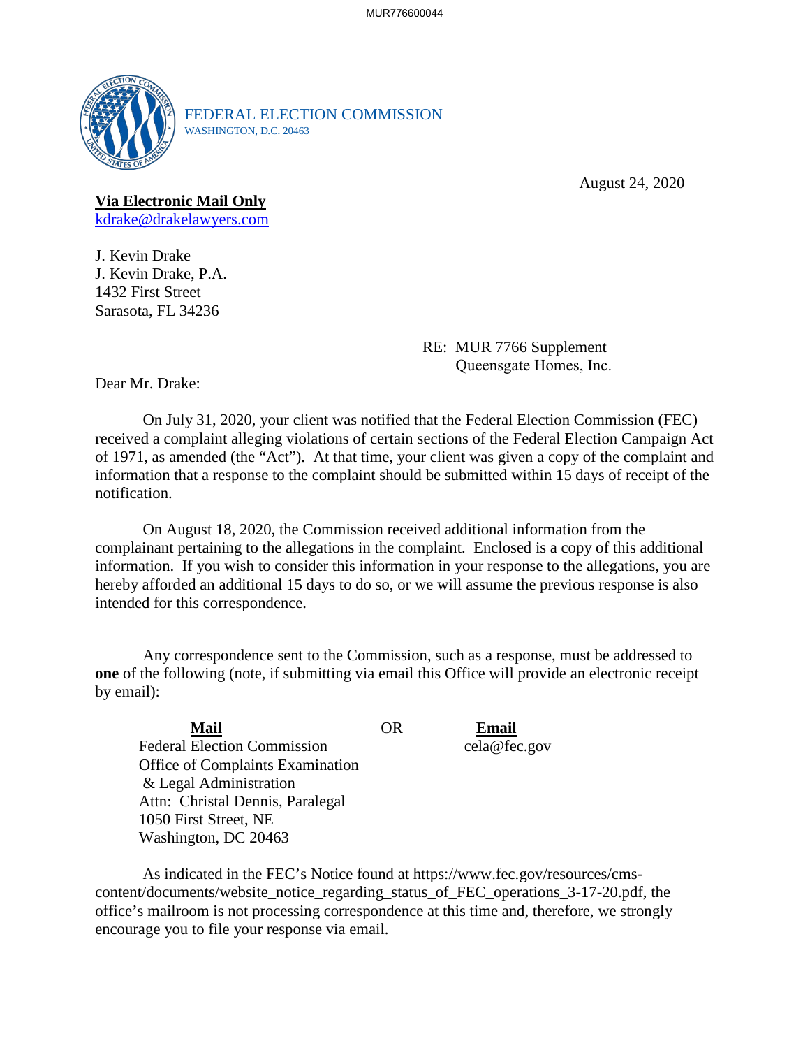FEDERAL ELECTION COMMISSION
WASHINGTON, D.C. 20463

August 24, 2020

**Via Electronic Mail Only**
kdrake@drakelawyers.com

J. Kevin Drake
J. Kevin Drake, P.A.
1432 First Street
Sarasota, FL 34236

RE: MUR 7766 Supplement
Queensgate Homes, Inc.

Dear Mr. Drake:

On July 31, 2020, your client was notified that the Federal Election Commission (FEC) received a complaint alleging violations of certain sections of the Federal Election Campaign Act of 1971, as amended (the "Act"). At that time, your client was given a copy of the complaint and information that a response to the complaint should be submitted within 15 days of receipt of the notification.

On August 18, 2020, the Commission received additional information from the complainant pertaining to the allegations in the complaint. Enclosed is a copy of this additional information. If you wish to consider this information in your response to the allegations, you are hereby afforded an additional 15 days to do so, or we will assume the previous response is also intended for this correspondence.

Any correspondence sent to the Commission, such as a response, must be addressed to **one** of the following (note, if submitting via email this Office will provide an electronic receipt by email):

| **Mail** | OR | **Email** |
|---|---|---|
| Federal Election Commission<br>Office of Complaints Examination<br>& Legal Administration<br>Attn: Christal Dennis, Paralegal<br>1050 First Street, NE<br>Washington, DC 20463 | | cela@fec.gov |

As indicated in the FEC's Notice found at https://www.fec.gov/resources/cms-content/documents/website_notice_regarding_status_of_FEC_operations_3-17-20.pdf, the office's mailroom is not processing correspondence at this time and, therefore, we strongly encourage you to file your response via email.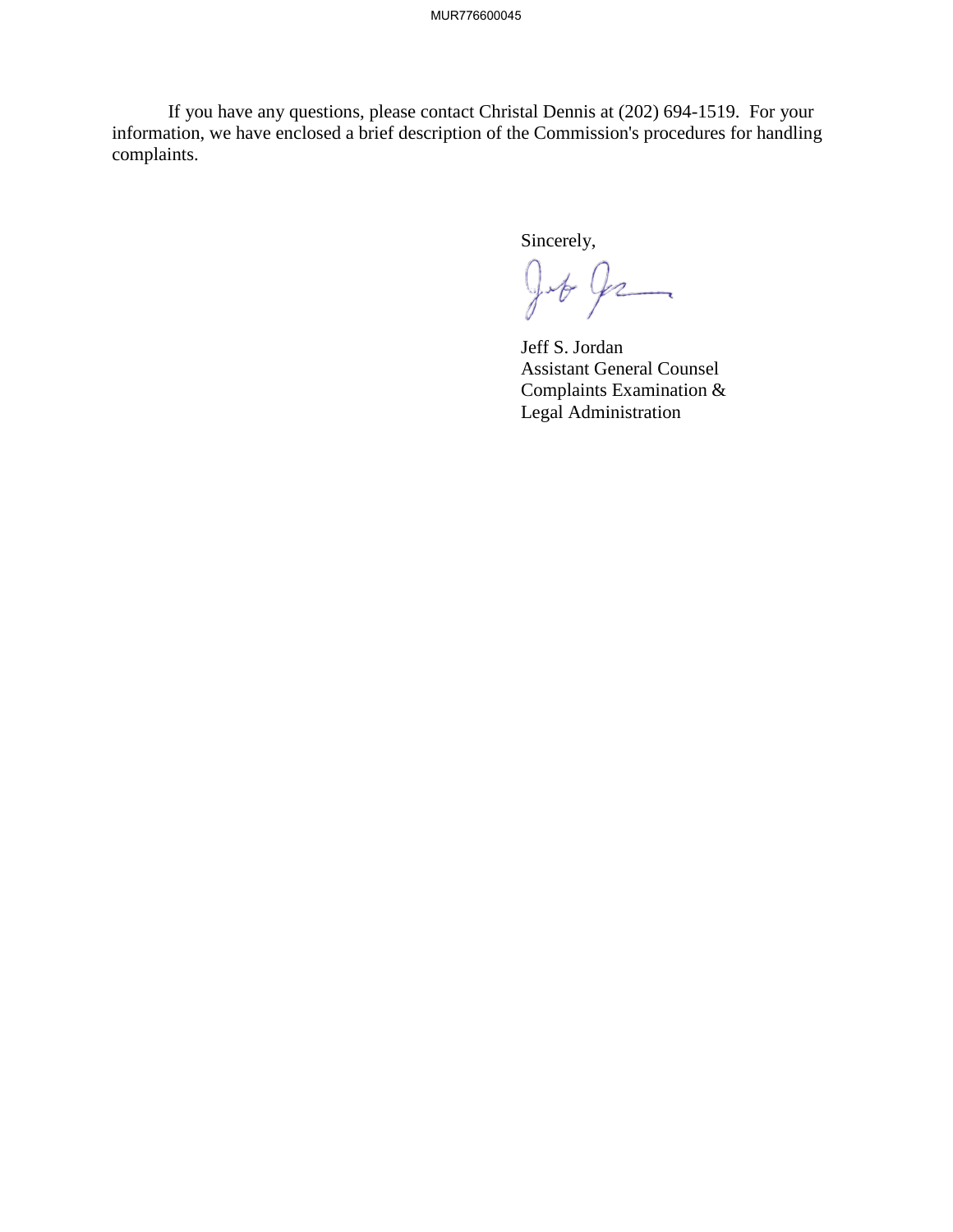If you have any questions, please contact Christal Dennis at (202) 694-1519. For your information, we have enclosed a brief description of the Commission's procedures for handling complaints.

Sincerely,

Jeff S. Jordan
Assistant General Counsel
Complaints Examination &
Legal Administration